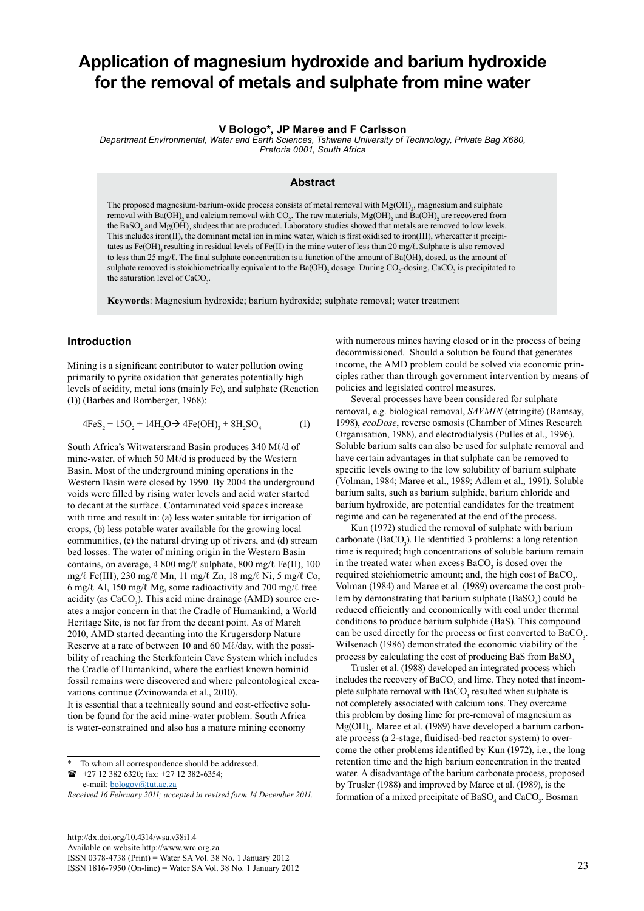# Application of magnesium hydroxide and barium hydroxide for the removal of metals and sulphate from mine water

**V Bologo\*, JP Maree and F Carlsson**

*Department Environmental, Water and Earth Sciences, Tshwane University of Technology, Private Bag X680, Pretoria 0001, South Africa*

## Abstract

The proposed magnesium-barium-oxide process consists of metal removal with $Mg(OH)_2$, magnesium and sulphate removal with $Ba(OH)_2$ and calcium removal with $CO_2$. The raw materials, $Mg(OH)_2$ and $Ba(OH)_2$ are recovered from the $BaSO_4$ and $Mg(OH)_2$ sludges that are produced. Laboratory studies showed that metals are removed to low levels. This includes iron(II), the dominant metal ion in mine water, which is first oxidised to iron(III), whereafter it precipitates as $Fe(OH)_3$ resulting in residual levels of Fe(II) in the mine water of less than 20 mg/ℓ. Sulphate is also removed to less than 25 mg/ℓ. The final sulphate concentration is a function of the amount of $Ba(OH)_2$ dosed, as the amount of sulphate removed is stoichiometrically equivalent to the $Ba(OH)_2$ dosage. During $CO_2$-dosing, $CaCO_3$ is precipitated to the saturation level of $CaCO_3$.

**Keywords**: Magnesium hydroxide; barium hydroxide; sulphate removal; water treatment

## Introduction

Mining is a significant contributor to water pollution owing primarily to pyrite oxidation that generates potentially high levels of acidity, metal ions (mainly Fe), and sulphate (Reaction (1)) (Barbes and Romberger, 1968):

$$4FeS_2 + 15O_2 + 14H_2O \rightarrow 4Fe(OH)_3 + 8H_2SO_4 \qquad (1)$$

South Africa's Witwatersrand Basin produces 340 Mℓ/d of mine-water, of which 50 Mℓ/d is produced by the Western Basin. Most of the underground mining operations in the Western Basin were closed by 1990. By 2004 the underground voids were filled by rising water levels and acid water started to decant at the surface. Contaminated void spaces increase with time and result in: (a) less water suitable for irrigation of crops, (b) less potable water available for the growing local communities, (c) the natural drying up of rivers, and (d) stream bed losses. The water of mining origin in the Western Basin contains, on average, 4 800 mg/ℓ sulphate, 800 mg/ℓ Fe(II), 100 mg/ℓ Fe(III), 230 mg/ℓ Mn, 11 mg/ℓ Zn, 18 mg/ℓ Ni, 5 mg/ℓ Co, 6 mg/ℓ Al, 150 mg/ℓ Mg, some radioactivity and 700 mg/ℓ free acidity (as $CaCO_3$). This acid mine drainage (AMD) source creates a major concern in that the Cradle of Humankind, a World Heritage Site, is not far from the decant point. As of March 2010, AMD started decanting into the Krugersdorp Nature Reserve at a rate of between 10 and 60 Mℓ/day, with the possibility of reaching the Sterkfontein Cave System which includes the Cradle of Humankind, where the earliest known hominid fossil remains were discovered and where paleontological excavations continue (Zvinowanda et al., 2010).

It is essential that a technically sound and cost-effective solution be found for the acid mine-water problem. South Africa is water-constrained and also has a mature mining economy with numerous mines having closed or in the process of being decommissioned. Should a solution be found that generates income, the AMD problem could be solved via economic principles rather than through government intervention by means of policies and legislated control measures.

Several processes have been considered for sulphate removal, e.g. biological removal, *SAVMIN* (etringite) (Ramsay, 1998), *ecoDose*, reverse osmosis (Chamber of Mines Research Organisation, 1988), and electrodialysis (Pulles et al., 1996). Soluble barium salts can also be used for sulphate removal and have certain advantages in that sulphate can be removed to specific levels owing to the low solubility of barium sulphate (Volman, 1984; Maree et al., 1989; Adlem et al., 1991). Soluble barium salts, such as barium sulphide, barium chloride and barium hydroxide, are potential candidates for the treatment regime and can be regenerated at the end of the process.

Kun (1972) studied the removal of sulphate with barium carbonate ($BaCO_3$). He identified 3 problems: a long retention time is required; high concentrations of soluble barium remain in the treated water when excess $BaCO_3$ is dosed over the required stoichiometric amount; and, the high cost of $BaCO_3$. Volman (1984) and Maree et al. (1989) overcame the cost problem by demonstrating that barium sulphate ($BaSO_4$) could be reduced efficiently and economically with coal under thermal conditions to produce barium sulphide (BaS). This compound can be used directly for the process or first converted to $BaCO_3$. Wilsenach (1986) demonstrated the economic viability of the process by calculating the cost of producing BaS from $BaSO_4$.

Trusler et al. (1988) developed an integrated process which includes the recovery of $BaCO_3$ and lime. They noted that incomplete sulphate removal with $BaCO_3$ resulted when sulphate is not completely associated with calcium ions. They overcame this problem by dosing lime for pre-removal of magnesium as $Mg(OH)_2$. Maree et al. (1989) have developed a barium carbonate process (a 2-stage, fluidised-bed reactor system) to overcome the other problems identified by Kun (1972), i.e., the long retention time and the high barium concentration in the treated water. A disadvantage of the barium carbonate process, proposed by Trusler (1988) and improved by Maree et al. (1989), is the formation of a mixed precipitate of $BaSO_4$ and $CaCO_3$. Bosman

---

\* To whom all correspondence should be addressed.
☎ +27 12 382 6320; fax: +27 12 382-6354;
e-mail: bologov@tut.ac.za

*Received 16 February 2011; accepted in revised form 14 December 2011.*

http://dx.doi.org/10.4314/wsa.v38i1.4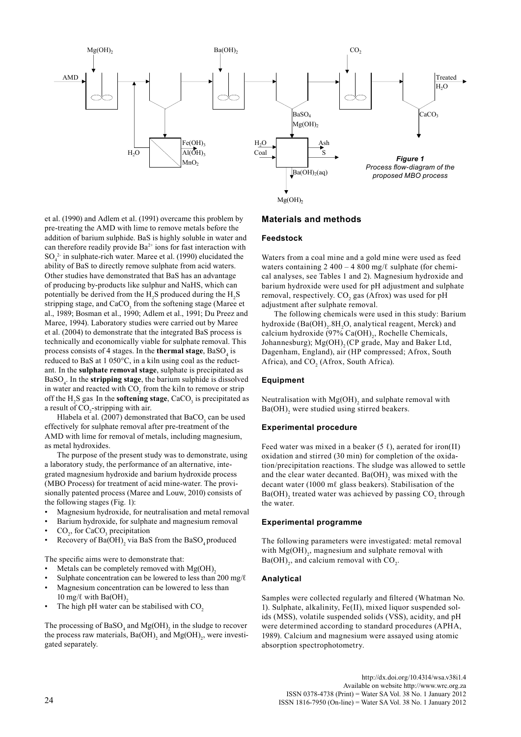Figure 1
Process flow-diagram of the proposed MBO process

et al. (1990) and Adlem et al. (1991) overcame this problem by pre-treating the AMD with lime to remove metals before the addition of barium sulphide. BaS is highly soluble in water and can therefore readily provide $Ba^{2+}$ ions for fast interaction with $SO_4^{2-}$ in sulphate-rich water. Maree et al. (1990) elucidated the ability of BaS to directly remove sulphate from acid waters. Other studies have demonstrated that BaS has an advantage of producing by-products like sulphur and NaHS, which can potentially be derived from the $H_2S$ produced during the $H_2S$ stripping stage, and $CaCO_3$ from the softening stage (Maree et al., 1989; Bosman et al., 1990; Adlem et al., 1991; Du Preez and Maree, 1994). Laboratory studies were carried out by Maree et al. (2004) to demonstrate that the integrated BaS process is technically and economically viable for sulphate removal. This process consists of 4 stages. In the **thermal stage**, $BaSO_4$ is reduced to BaS at 1 050°C, in a kiln using coal as the reductant. In the **sulphate removal stage**, sulphate is precipitated as $BaSO_4$. In the **stripping stage**, the barium sulphide is dissolved in water and reacted with $CO_2$ from the kiln to remove or strip off the $H_2S$ gas. In the **softening stage**, $CaCO_3$ is precipitated as a result of $CO_2$-stripping with air.

Hlabela et al. (2007) demonstrated that $BaCO_3$ can be used effectively for sulphate removal after pre-treatment of the AMD with lime for removal of metals, including magnesium, as metal hydroxides.

The purpose of the present study was to demonstrate, using a laboratory study, the performance of an alternative, integrated magnesium hydroxide and barium hydroxide process (MBO Process) for treatment of acid mine-water. The provisionally patented process (Maree and Louw, 2010) consists of the following stages (Fig. 1):

- Magnesium hydroxide, for neutralisation and metal removal
- Barium hydroxide, for sulphate and magnesium removal
- $CO_2$, for $CaCO_3$ precipitation
- Recovery of $Ba(OH)_2$ via BaS from the $BaSO_4$ produced

The specific aims were to demonstrate that:

- Metals can be completely removed with $Mg(OH)_2$
- Sulphate concentration can be lowered to less than 200 mg/ℓ
- Magnesium concentration can be lowered to less than 10 mg/ℓ with $Ba(OH)_2$
- The high pH water can be stabilised with $CO_2$

The processing of $BaSO_4$ and $Mg(OH)_2$ in the sludge to recover the process raw materials, $Ba(OH)_2$ and $Mg(OH)_2$, were investigated separately.

## Materials and methods

### Feedstock

Waters from a coal mine and a gold mine were used as feed waters containing 2 400 – 4 800 mg/ℓ sulphate (for chemical analyses, see Tables 1 and 2). Magnesium hydroxide and barium hydroxide were used for pH adjustment and sulphate removal, respectively. $CO_2$ gas (Afrox) was used for pH adjustment after sulphate removal.

The following chemicals were used in this study: Barium hydroxide ($Ba(OH)_2.8H_2O$, analytical reagent, Merck) and calcium hydroxide (97% $Ca(OH)_2$, Rochelle Chemicals, Johannesburg); $Mg(OH)_2$ (CP grade, May and Baker Ltd, Dagenham, England), air (HP compressed; Afrox, South Africa), and $CO_2$ (Afrox, South Africa).

### Equipment

Neutralisation with $Mg(OH)_2$ and sulphate removal with $Ba(OH)_2$ were studied using stirred beakers.

### Experimental procedure

Feed water was mixed in a beaker (5 ℓ), aerated for iron(II) oxidation and stirred (30 min) for completion of the oxidation/precipitation reactions. The sludge was allowed to settle and the clear water decanted. $Ba(OH)_2$ was mixed with the decant water (1000 mℓ glass beakers). Stabilisation of the $Ba(OH)_2$ treated water was achieved by passing $CO_2$ through the water.

### Experimental programme

The following parameters were investigated: metal removal with $Mg(OH)_2$, magnesium and sulphate removal with $Ba(OH)_2$, and calcium removal with $CO_2$.

### Analytical

Samples were collected regularly and filtered (Whatman No. 1). Sulphate, alkalinity, Fe(II), mixed liquor suspended solids (MSS), volatile suspended solids (VSS), acidity, and pH were determined according to standard procedures (APHA, 1989). Calcium and magnesium were assayed using atomic absorption spectrophotometry.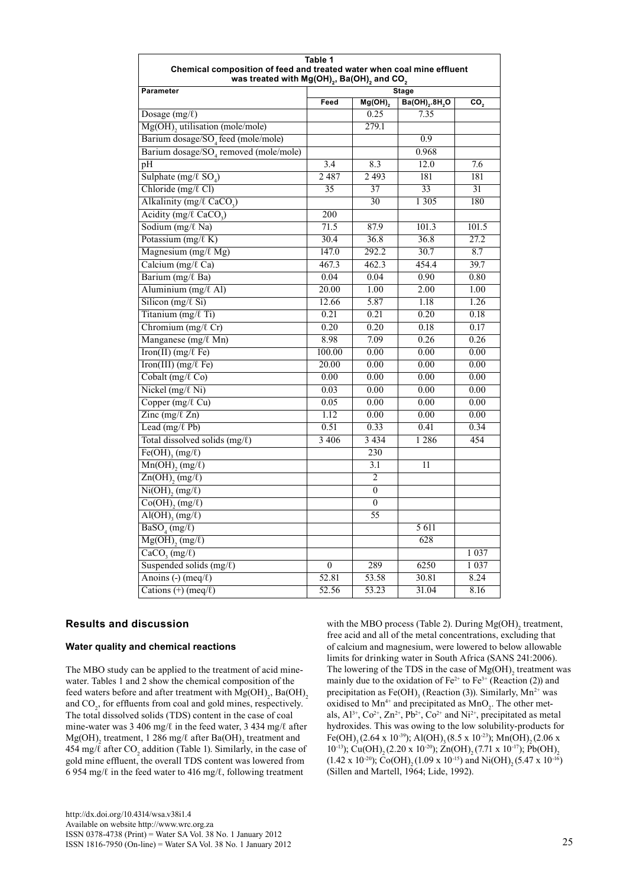**Table 1**
**Chemical composition of feed and treated water when coal mine effluent was treated with $Mg(OH)_2$, $Ba(OH)_2$ and $CO_2$**

| Parameter | Stage | | | |
|---|---|---|---|---|
| | Feed | $Mg(OH)_2$ | $Ba(OH)_2.8H_2O$ | $CO_2$ |
| Dosage (mg/ℓ) | | 0.25 | 7.35 | |
| $Mg(OH)_2$ utilisation (mole/mole) | | 279.1 | | |
| Barium dosage/$SO_4$ feed (mole/mole) | | | 0.9 | |
| Barium dosage/$SO_4$ removed (mole/mole) | | | 0.968 | |
| pH | 3.4 | 8.3 | 12.0 | 7.6 |
| Sulphate (mg/ℓ $SO_4$) | 2 487 | 2 493 | 181 | 181 |
| Chloride (mg/ℓ Cl) | 35 | 37 | 33 | 31 |
| Alkalinity (mg/ℓ $CaCO_3$) | | 30 | 1 305 | 180 |
| Acidity (mg/ℓ $CaCO_3$) | 200 | | | |
| Sodium (mg/ℓ Na) | 71.5 | 87.9 | 101.3 | 101.5 |
| Potassium (mg/ℓ K) | 30.4 | 36.8 | 36.8 | 27.2 |
| Magnesium (mg/ℓ Mg) | 147.0 | 292.2 | 30.7 | 8.7 |
| Calcium (mg/ℓ Ca) | 467.3 | 462.3 | 454.4 | 39.7 |
| Barium (mg/ℓ Ba) | 0.04 | 0.04 | 0.90 | 0.80 |
| Aluminium (mg/ℓ Al) | 20.00 | 1.00 | 2.00 | 1.00 |
| Silicon (mg/ℓ Si) | 12.66 | 5.87 | 1.18 | 1.26 |
| Titanium (mg/ℓ Ti) | 0.21 | 0.21 | 0.20 | 0.18 |
| Chromium (mg/ℓ Cr) | 0.20 | 0.20 | 0.18 | 0.17 |
| Manganese (mg/ℓ Mn) | 8.98 | 7.09 | 0.26 | 0.26 |
| Iron(II) (mg/ℓ Fe) | 100.00 | 0.00 | 0.00 | 0.00 |
| Iron(III) (mg/ℓ Fe) | 20.00 | 0.00 | 0.00 | 0.00 |
| Cobalt (mg/ℓ Co) | 0.00 | 0.00 | 0.00 | 0.00 |
| Nickel (mg/ℓ Ni) | 0.03 | 0.00 | 0.00 | 0.00 |
| Copper (mg/ℓ Cu) | 0.05 | 0.00 | 0.00 | 0.00 |
| Zinc (mg/ℓ Zn) | 1.12 | 0.00 | 0.00 | 0.00 |
| Lead (mg/ℓ Pb) | 0.51 | 0.33 | 0.41 | 0.34 |
| Total dissolved solids (mg/ℓ) | 3 406 | 3 434 | 1 286 | 454 |
| $Fe(OH)_3$ (mg/ℓ) | | 230 | | |
| $Mn(OH)_2$ (mg/ℓ) | | 3.1 | 11 | |
| $Zn(OH)_2$ (mg/ℓ) | | 2 | | |
| $Ni(OH)_2$ (mg/ℓ) | | 0 | | |
| $Co(OH)_2$ (mg/ℓ) | | 0 | | |
| $Al(OH)_3$ (mg/ℓ) | | 55 | | |
| $BaSO_4$ (mg/ℓ) | | | 5 611 | |
| $Mg(OH)_2$ (mg/ℓ) | | | 628 | |
| $CaCO_3$ (mg/ℓ) | | | | 1 037 |
| Suspended solids (mg/ℓ) | 0 | 289 | 6250 | 1 037 |
| Anoins (-) (meq/ℓ) | 52.81 | 53.58 | 30.81 | 8.24 |
| Cations (+) (meq/ℓ) | 52.56 | 53.23 | 31.04 | 8.16 |

## Results and discussion

### Water quality and chemical reactions

The MBO study can be applied to the treatment of acid mine-water. Tables 1 and 2 show the chemical composition of the feed waters before and after treatment with $Mg(OH)_2$, $Ba(OH)_2$ and $CO_2$, for effluents from coal and gold mines, respectively. The total dissolved solids (TDS) content in the case of coal mine-water was 3 406 mg/ℓ in the feed water, 3 434 mg/ℓ after $Mg(OH)_2$ treatment, 1 286 mg/ℓ after $Ba(OH)_2$ treatment and 454 mg/ℓ after $CO_2$ addition (Table 1). Similarly, in the case of gold mine effluent, the overall TDS content was lowered from 6 954 mg/ℓ in the feed water to 416 mg/ℓ, following treatment with the MBO process (Table 2). During $Mg(OH)_2$ treatment, free acid and all of the metal concentrations, excluding that of calcium and magnesium, were lowered to below allowable limits for drinking water in South Africa (SANS 241:2006). The lowering of the TDS in the case of $Mg(OH)_2$ treatment was mainly due to the oxidation of $Fe^{2+}$ to $Fe^{3+}$ (Reaction (2)) and precipitation as $Fe(OH)_3$ (Reaction (3)). Similarly, $Mn^{2+}$ was oxidised to $Mn^{4+}$ and precipitated as $MnO_2$. The other metals, $Al^{3+}$, $Co^{2+}$, $Zn^{2+}$, $Pb^{2+}$, $Co^{2+}$ and $Ni^{2+}$, precipitated as metal hydroxides. This was owing to the low solubility-products for $Fe(OH)_3$ ($2.64 \times 10^{-39}$); $Al(OH)_3$ ($8.5 \times 10^{-23}$); $Mn(OH)_2$ ($2.06 \times 10^{-13}$); $Cu(OH)_2$ ($2.20 \times 10^{-20}$); $Zn(OH)_2$ ($7.71 \times 10^{-17}$); $Pb(OH)_2$ ($1.42 \times 10^{-20}$); $Co(OH)_2$ ($1.09 \times 10^{-15}$) and $Ni(OH)_2$ ($5.47 \times 10^{-16}$) (Sillen and Martell, 1964; Lide, 1992).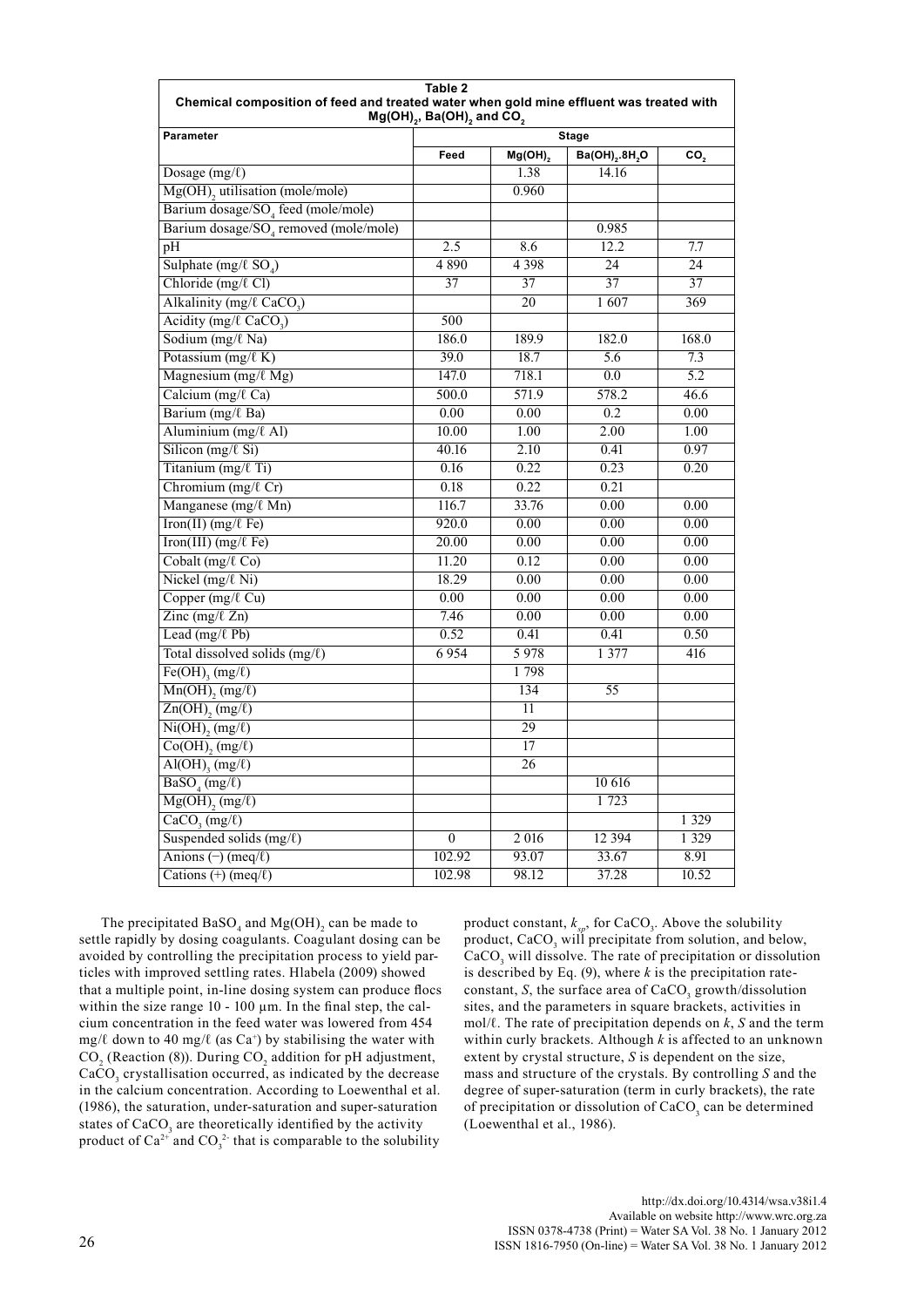**Table 2**
**Chemical composition of feed and treated water when gold mine effluent was treated with $Mg(OH)_2$, $Ba(OH)_2$ and $CO_2$**

| Parameter | Stage | | | |
|---|---|---|---|---|
| | Feed | $Mg(OH)_2$ | $Ba(OH)_2.8H_2O$ | $CO_2$ |
| Dosage (mg/ℓ) | | 1.38 | 14.16 | |
| $Mg(OH)_2$ utilisation (mole/mole) | | 0.960 | | |
| Barium dosage/$SO_4$ feed (mole/mole) | | | | |
| Barium dosage/$SO_4$ removed (mole/mole) | | | 0.985 | |
| pH | 2.5 | 8.6 | 12.2 | 7.7 |
| Sulphate (mg/ℓ $SO_4$) | 4 890 | 4 398 | 24 | 24 |
| Chloride (mg/ℓ Cl) | 37 | 37 | 37 | 37 |
| Alkalinity (mg/ℓ $CaCO_3$) | | 20 | 1 607 | 369 |
| Acidity (mg/ℓ $CaCO_3$) | 500 | | | |
| Sodium (mg/ℓ Na) | 186.0 | 189.9 | 182.0 | 168.0 |
| Potassium (mg/ℓ K) | 39.0 | 18.7 | 5.6 | 7.3 |
| Magnesium (mg/ℓ Mg) | 147.0 | 718.1 | 0.0 | 5.2 |
| Calcium (mg/ℓ Ca) | 500.0 | 571.9 | 578.2 | 46.6 |
| Barium (mg/ℓ Ba) | 0.00 | 0.00 | 0.2 | 0.00 |
| Aluminium (mg/ℓ Al) | 10.00 | 1.00 | 2.00 | 1.00 |
| Silicon (mg/ℓ Si) | 40.16 | 2.10 | 0.41 | 0.97 |
| Titanium (mg/ℓ Ti) | 0.16 | 0.22 | 0.23 | 0.20 |
| Chromium (mg/ℓ Cr) | 0.18 | 0.22 | 0.21 | |
| Manganese (mg/ℓ Mn) | 116.7 | 33.76 | 0.00 | 0.00 |
| Iron(II) (mg/ℓ Fe) | 920.0 | 0.00 | 0.00 | 0.00 |
| Iron(III) (mg/ℓ Fe) | 20.00 | 0.00 | 0.00 | 0.00 |
| Cobalt (mg/ℓ Co) | 11.20 | 0.12 | 0.00 | 0.00 |
| Nickel (mg/ℓ Ni) | 18.29 | 0.00 | 0.00 | 0.00 |
| Copper (mg/ℓ Cu) | 0.00 | 0.00 | 0.00 | 0.00 |
| Zinc (mg/ℓ Zn) | 7.46 | 0.00 | 0.00 | 0.00 |
| Lead (mg/ℓ Pb) | 0.52 | 0.41 | 0.41 | 0.50 |
| Total dissolved solids (mg/ℓ) | 6 954 | 5 978 | 1 377 | 416 |
| $Fe(OH)_3$ (mg/ℓ) | | 1 798 | | |
| $Mn(OH)_2$ (mg/ℓ) | | 134 | 55 | |
| $Zn(OH)_2$ (mg/ℓ) | | 11 | | |
| $Ni(OH)_2$ (mg/ℓ) | | 29 | | |
| $Co(OH)_2$ (mg/ℓ) | | 17 | | |
| $Al(OH)_3$ (mg/ℓ) | | 26 | | |
| $BaSO_4$ (mg/ℓ) | | | 10 616 | |
| $Mg(OH)_2$ (mg/ℓ) | | | 1 723 | |
| $CaCO_3$ (mg/ℓ) | | | | 1 329 |
| Suspended solids (mg/ℓ) | 0 | 2 016 | 12 394 | 1 329 |
| Anions (−) (meq/ℓ) | 102.92 | 93.07 | 33.67 | 8.91 |
| Cations (+) (meq/ℓ) | 102.98 | 98.12 | 37.28 | 10.52 |

The precipitated $BaSO_4$ and $Mg(OH)_2$ can be made to settle rapidly by dosing coagulants. Coagulant dosing can be avoided by controlling the precipitation process to yield particles with improved settling rates. Hlabela (2009) showed that a multiple point, in-line dosing system can produce flocs within the size range 10 - 100 µm. In the final step, the calcium concentration in the feed water was lowered from 454 mg/ℓ down to 40 mg/ℓ (as $Ca^{+}$) by stabilising the water with $CO_2$ (Reaction (8)). During $CO_2$ addition for pH adjustment, $CaCO_3$ crystallisation occurred, as indicated by the decrease in the calcium concentration. According to Loewenthal et al. (1986), the saturation, under-saturation and super-saturation states of $CaCO_3$ are theoretically identified by the activity product of $Ca^{2+}$ and $CO_3^{2-}$ that is comparable to the solubility product constant, $k_{sp}$, for $CaCO_3$. Above the solubility product, $CaCO_3$ will precipitate from solution, and below, $CaCO_3$ will dissolve. The rate of precipitation or dissolution is described by Eq. (9), where $k$ is the precipitation rate-constant, $S$, the surface area of $CaCO_3$ growth/dissolution sites, and the parameters in square brackets, activities in mol/ℓ. The rate of precipitation depends on $k$, $S$ and the term within curly brackets. Although $k$ is affected to an unknown extent by crystal structure, $S$ is dependent on the size, mass and structure of the crystals. By controlling $S$ and the degree of super-saturation (term in curly brackets), the rate of precipitation or dissolution of $CaCO_3$ can be determined (Loewenthal et al., 1986).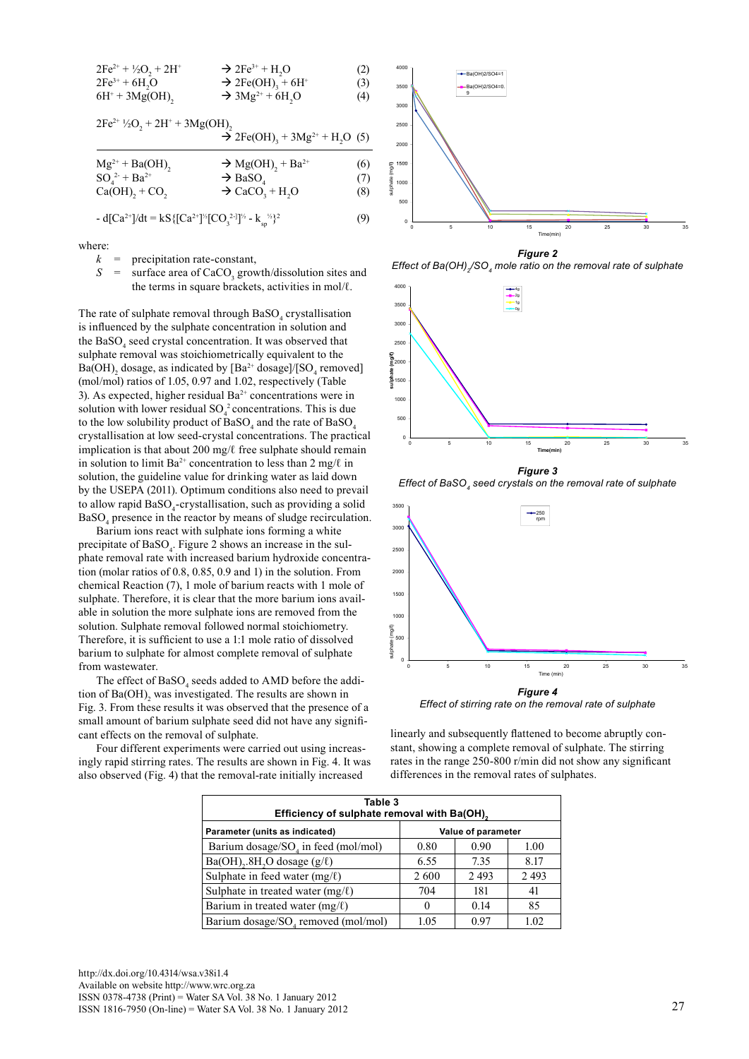$$2Fe^{2+} + ½O_2 + 2H^+ \rightarrow 2Fe^{3+} + H_2O \quad (2)$$

$$2Fe^{3+} + 6H_2O \rightarrow 2Fe(OH)_3 + 6H^+ \quad (3)$$

$$6H^+ + 3Mg(OH)_2 \rightarrow 3Mg^{2+} + 6H_2O \quad (4)$$

$$2Fe^{2+} ½O_2 + 2H^+ + 3Mg(OH)_2 \rightarrow 2Fe(OH)_3 + 3Mg^{2+} + H_2O \quad (5)$$

$$Mg^{2+} + Ba(OH)_2 \rightarrow Mg(OH)_2 + Ba^{2+} \quad (6)$$

$$SO_4^{2-} + Ba^{2+} \rightarrow BaSO_4 \quad (7)$$

$$Ca(OH)_2 + CO_2 \rightarrow CaCO_3 + H_2O \quad (8)$$

$$- d[Ca^{2+}]/dt = kS\{[Ca^{2+}]^{½}[CO_3^{2-}]^{½} - k_{sp}^{½}\}^2 \quad (9)$$

where:

$k$ = precipitation rate-constant,

$S$ = surface area of $CaCO_3$ growth/dissolution sites and the terms in square brackets, activities in mol/ℓ.

The rate of sulphate removal through $BaSO_4$ crystallisation is influenced by the sulphate concentration in solution and the $BaSO_4$ seed crystal concentration. It was observed that sulphate removal was stoichiometrically equivalent to the $Ba(OH)_2$ dosage, as indicated by [$Ba^{2+}$ dosage]/[$SO_4$ removed] (mol/mol) ratios of 1.05, 0.97 and 1.02, respectively (Table 3). As expected, higher residual $Ba^{2+}$ concentrations were in solution with lower residual $SO_4^{2}$ concentrations. This is due to the low solubility product of $BaSO_4$ and the rate of $BaSO_4$ crystallisation at low seed-crystal concentrations. The practical implication is that about 200 mg/ℓ free sulphate should remain in solution to limit $Ba^{2+}$ concentration to less than 2 mg/ℓ in solution, the guideline value for drinking water as laid down by the USEPA (2011). Optimum conditions also need to prevail to allow rapid $BaSO_4$-crystallisation, such as providing a solid $BaSO_4$ presence in the reactor by means of sludge recirculation.

Barium ions react with sulphate ions forming a white precipitate of $BaSO_4$. Figure 2 shows an increase in the sulphate removal rate with increased barium hydroxide concentration (molar ratios of 0.8, 0.85, 0.9 and 1) in the solution. From chemical Reaction (7), 1 mole of barium reacts with 1 mole of sulphate. Therefore, it is clear that the more barium ions available in solution the more sulphate ions are removed from the solution. Sulphate removal followed normal stoichiometry. Therefore, it is sufficient to use a 1:1 mole ratio of dissolved barium to sulphate for almost complete removal of sulphate from wastewater.

The effect of $BaSO_4$ seeds added to AMD before the addition of $Ba(OH)_2$ was investigated. The results are shown in Fig. 3. From these results it was observed that the presence of a small amount of barium sulphate seed did not have any significant effects on the removal of sulphate.

Four different experiments were carried out using increasingly rapid stirring rates. The results are shown in Fig. 4. It was also observed (Fig. 4) that the removal-rate initially increased linearly and subsequently flattened to become abruptly constant, showing a complete removal of sulphate. The stirring rates in the range 250-800 r/min did not show any significant differences in the removal rates of sulphates.

***Figure 2***
*Effect of $Ba(OH)_2/SO_4$ mole ratio on the removal rate of sulphate*

***Figure 3***
*Effect of $BaSO_4$ seed crystals on the removal rate of sulphate*

***Figure 4***
*Effect of stirring rate on the removal rate of sulphate*

**Table 3**
**Efficiency of sulphate removal with $Ba(OH)_2$**

| Parameter (units as indicated) | Value of parameter | | |
|---|---|---|---|
| Barium dosage/$SO_4$ in feed (mol/mol) | 0.80 | 0.90 | 1.00 |
| $Ba(OH)_2.8H_2O$ dosage (g/ℓ) | 6.55 | 7.35 | 8.17 |
| Sulphate in feed water (mg/ℓ) | 2 600 | 2 493 | 2 493 |
| Sulphate in treated water (mg/ℓ) | 704 | 181 | 41 |
| Barium in treated water (mg/ℓ) | 0 | 0.14 | 85 |
| Barium dosage/$SO_4$ removed (mol/mol) | 1.05 | 0.97 | 1.02 |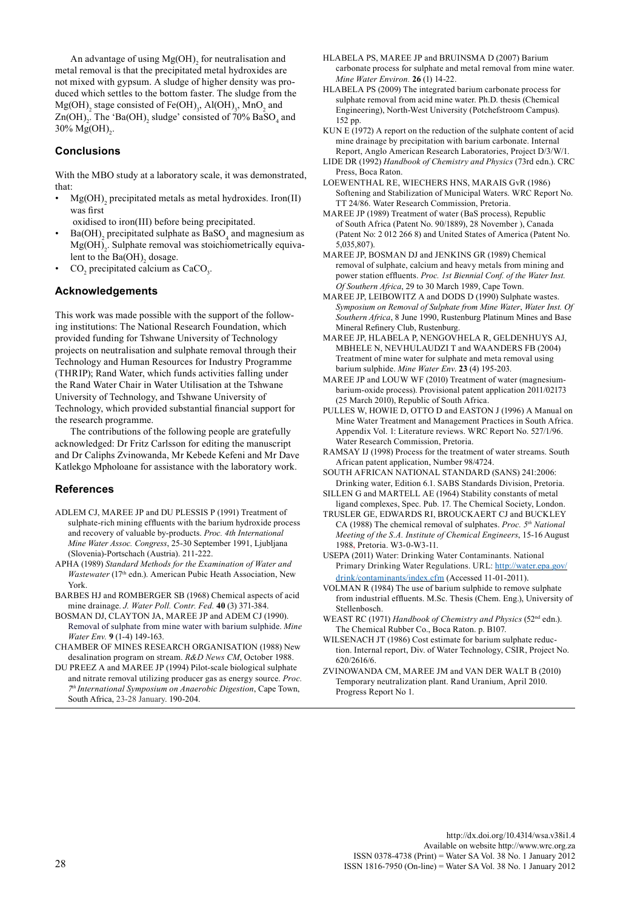An advantage of using $Mg(OH)_2$ for neutralisation and metal removal is that the precipitated metal hydroxides are not mixed with gypsum. A sludge of higher density was produced which settles to the bottom faster. The sludge from the $Mg(OH)_2$ stage consisted of $Fe(OH)_3$, $Al(OH)_3$, $MnO_2$ and $Zn(OH)_2$. The '$Ba(OH)_2$ sludge' consisted of 70% $BaSO_4$ and 30% $Mg(OH)_2$.

## Conclusions

With the MBO study at a laboratory scale, it was demonstrated, that:

- $Mg(OH)_2$ precipitated metals as metal hydroxides. Iron(II) was first oxidised to iron(III) before being precipitated.
- $Ba(OH)_2$ precipitated sulphate as $BaSO_4$ and magnesium as $Mg(OH)_2$. Sulphate removal was stoichiometrically equivalent to the $Ba(OH)_2$ dosage.
- $CO_2$ precipitated calcium as $CaCO_3$.

## Acknowledgements

This work was made possible with the support of the following institutions: The National Research Foundation, which provided funding for Tshwane University of Technology projects on neutralisation and sulphate removal through their Technology and Human Resources for Industry Programme (THRIP); Rand Water, which funds activities falling under the Rand Water Chair in Water Utilisation at the Tshwane University of Technology, and Tshwane University of Technology, which provided substantial financial support for the research programme.

The contributions of the following people are gratefully acknowledged: Dr Fritz Carlsson for editing the manuscript and Dr Caliphs Zvinowanda, Mr Kebede Kefeni and Mr Dave Katlekgo Mpholoane for assistance with the laboratory work.

## References

ADLEM CJ, MAREE JP and DU PLESSIS P (1991) Treatment of sulphate-rich mining effluents with the barium hydroxide process and recovery of valuable by-products. *Proc. 4th International Mine Water Assoc. Congress*, 25-30 September 1991, Ljubljana (Slovenia)-Portschach (Austria). 211-222.

APHA (1989) *Standard Methods for the Examination of Water and Wastewater* (17th edn.). American Pubic Heath Association, New York.

BARBES HJ and ROMBERGER SB (1968) Chemical aspects of acid mine drainage. *J. Water Poll. Contr. Fed.* **40** (3) 371-384.

BOSMAN DJ, CLAYTON JA, MAREE JP and ADEM CJ (1990). Removal of sulphate from mine water with barium sulphide. *Mine Water Env.* **9** (1-4) 149-163.

CHAMBER OF MINES RESEARCH ORGANISATION (1988) New desalination program on stream. *R&D News CM*, October 1988.

DU PREEZ A and MAREE JP (1994) Pilot-scale biological sulphate and nitrate removal utilizing producer gas as energy source. *Proc. 7th International Symposium on Anaerobic Digestion*, Cape Town, South Africa, 23-28 January. 190-204.

HLABELA PS, MAREE JP and BRUINSMA D (2007) Barium carbonate process for sulphate and metal removal from mine water. *Mine Water Environ.* **26** (1) 14-22.

HLABELA PS (2009) The integrated barium carbonate process for sulphate removal from acid mine water. Ph.D. thesis (Chemical Engineering), North-West University (Potchefstroom Campus). 152 pp.

KUN E (1972) A report on the reduction of the sulphate content of acid mine drainage by precipitation with barium carbonate. Internal Report, Anglo American Research Laboratories, Project D/3/W/1.

LIDE DR (1992) *Handbook of Chemistry and Physics* (73rd edn.). CRC Press, Boca Raton.

LOEWENTHAL RE, WIECHERS HNS, MARAIS GvR (1986) Softening and Stabilization of Municipal Waters. WRC Report No. TT 24/86. Water Research Commission, Pretoria.

MAREE JP (1989) Treatment of water (BaS process), Republic of South Africa (Patent No. 90/1889), 28 November ), Canada (Patent No: 2 012 266 8) and United States of America (Patent No. 5,035,807).

MAREE JP, BOSMAN DJ and JENKINS GR (1989) Chemical removal of sulphate, calcium and heavy metals from mining and power station effluents. *Proc. 1st Biennial Conf. of the Water Inst. Of Southern Africa*, 29 to 30 March 1989, Cape Town.

MAREE JP, LEIBOWITZ A and DODS D (1990) Sulphate wastes. *Symposium on Removal of Sulphate from Mine Water*, *Water Inst. Of Southern Africa*, 8 June 1990, Rustenburg Platinum Mines and Base Mineral Refinery Club, Rustenburg.

MAREE JP, HLABELA P, NENGOVHELA R, GELDENHUYS AJ, MBHELE N, NEVHULAUDZI T and WAANDERS FB (2004) Treatment of mine water for sulphate and meta removal using barium sulphide. *Mine Water Env.* **23** (4) 195-203.

MAREE JP and LOUW WF (2010) Treatment of water (magnesium-barium-oxide process). Provisional patent application 2011/02173 (25 March 2010), Republic of South Africa.

PULLES W, HOWIE D, OTTO D and EASTON J (1996) A Manual on Mine Water Treatment and Management Practices in South Africa. Appendix Vol. 1: Literature reviews. WRC Report No. 527/1/96. Water Research Commission, Pretoria.

RAMSAY IJ (1998) Process for the treatment of water streams. South African patent application, Number 98/4724.

SOUTH AFRICAN NATIONAL STANDARD (SANS) 241:2006: Drinking water, Edition 6.1. SABS Standards Division, Pretoria.

SILLEN G and MARTELL AE (1964) Stability constants of metal ligand complexes, Spec. Pub. 17. The Chemical Society, London.

TRUSLER GE, EDWARDS RI, BROUCKAERT CJ and BUCKLEY CA (1988) The chemical removal of sulphates. *Proc. 5th National Meeting of the S.A. Institute of Chemical Engineers*, 15-16 August 1988, Pretoria. W3-0-W3-11.

USEPA (2011) Water: Drinking Water Contaminants. National Primary Drinking Water Regulations. URL: http://water.epa.gov/drink/contaminants/index.cfm (Accessed 11-01-2011).

VOLMAN R (1984) The use of barium sulphide to remove sulphate from industrial effluents. M.Sc. Thesis (Chem. Eng.), University of Stellenbosch.

WEAST RC (1971) *Handbook of Chemistry and Physics* (52nd edn.). The Chemical Rubber Co., Boca Raton. p. B107.

WILSENACH JT (1986) Cost estimate for barium sulphate reduction. Internal report, Div. of Water Technology, CSIR, Project No. 620/2616/6.

ZVINOWANDA CM, MAREE JM and VAN DER WALT B (2010) Temporary neutralization plant. Rand Uranium, April 2010. Progress Report No 1.